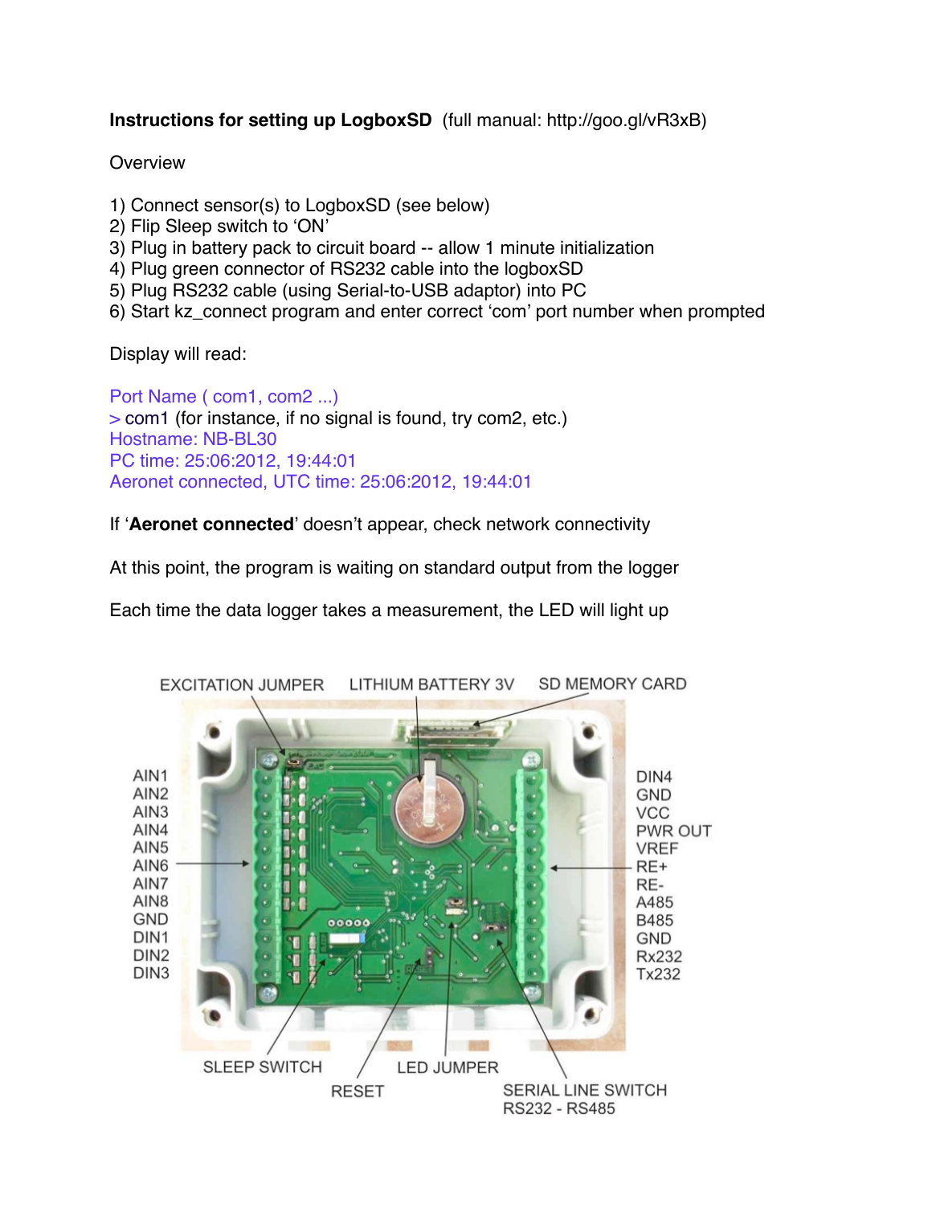**Instructions for setting up LogboxSD** (full manual: http://goo.gl/vR3xB)

Overview

1) Connect sensor(s) to LogboxSD (see below)
2) Flip Sleep switch to 'ON'
3) Plug in battery pack to circuit board -- allow 1 minute initialization
4) Plug green connector of RS232 cable into the logboxSD
5) Plug RS232 cable (using Serial-to-USB adaptor) into PC
6) Start kz_connect program and enter correct 'com' port number when prompted

Display will read:

Port Name ( com1, com2 ...)
\> com1 (for instance, if no signal is found, try com2, etc.)
Hostname: NB-BL30
PC time: 25:06:2012, 19:44:01
Aeronet connected, UTC time: 25:06:2012, 19:44:01

If '**Aeronet connected**' doesn't appear, check network connectivity

At this point, the program is waiting on standard output from the logger

Each time the data logger takes a measurement, the LED will light up

EXCITATION JUMPER, LITHIUM BATTERY 3V, SD MEMORY CARD

AIN1, AIN2, AIN3, AIN4, AIN5, AIN6, AIN7, AIN8, GND, DIN1, DIN2, DIN3

DIN4, GND, VCC, PWR OUT, VREF, RE+, RE-, A485, B485, GND, Rx232, Tx232

SLEEP SWITCH, RESET, LED JUMPER, SERIAL LINE SWITCH RS232 - RS485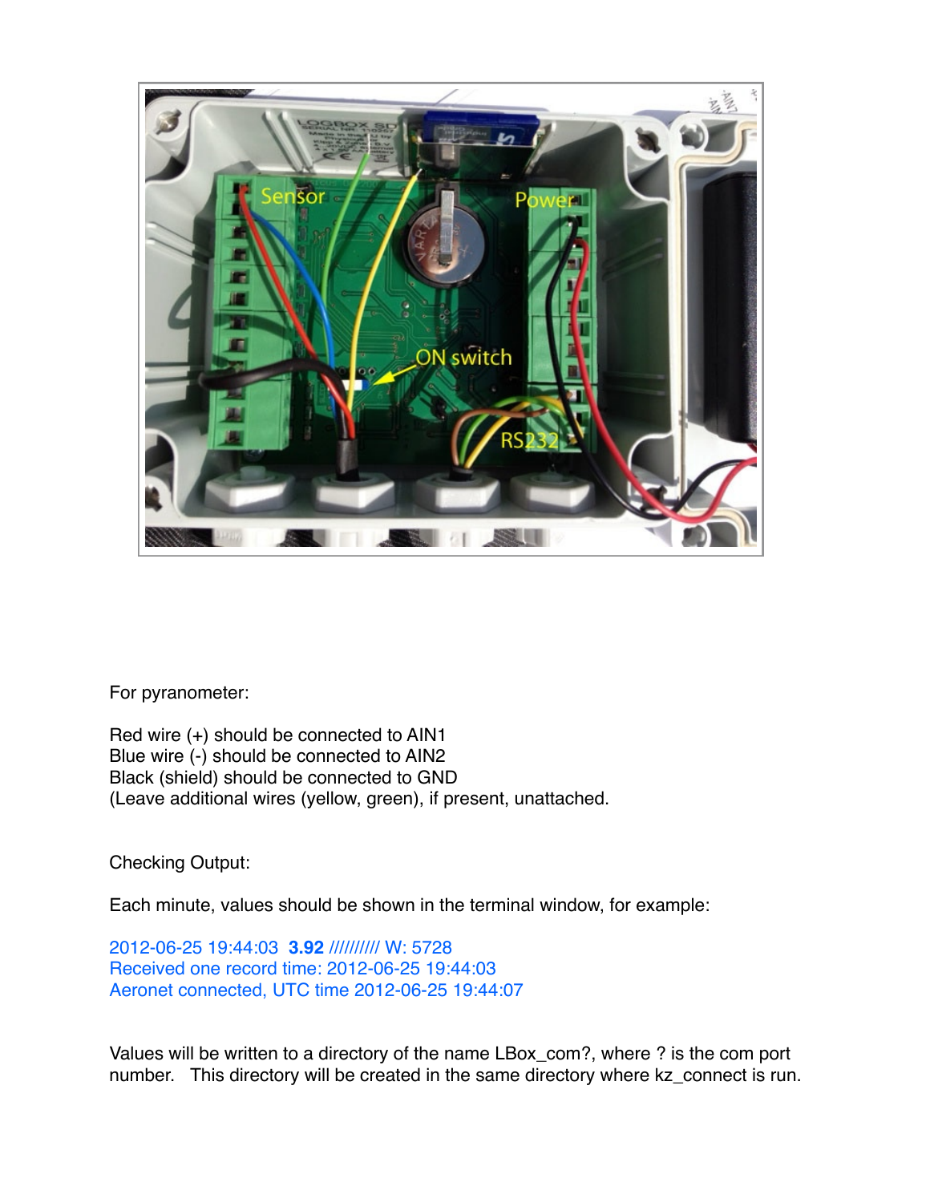For pyranometer:

Red wire (+) should be connected to AIN1
Blue wire (-) should be connected to AIN2
Black (shield) should be connected to GND
(Leave additional wires (yellow, green), if present, unattached.

Checking Output:

Each minute, values should be shown in the terminal window, for example:

2012-06-25 19:44:03 **3.92** ////////// W: 5728
Received one record time: 2012-06-25 19:44:03
Aeronet connected, UTC time 2012-06-25 19:44:07

Values will be written to a directory of the name LBox_com?, where ? is the com port number. This directory will be created in the same directory where kz_connect is run.